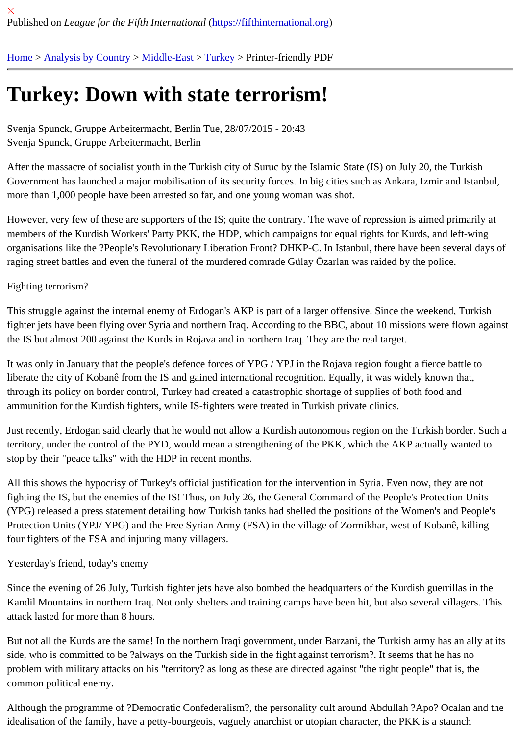Published on *League for the Fifth International* (https://fifthinternational.org)

Home > Analysis by Country > Middle-East > Turkey > Printer-friendly PDF

# Turkey: Down with state terrorism!

Svenja Spunck, Gruppe Arbeitermacht, Berlin Tue, 28/07/2015 - 20:43
Svenja Spunck, Gruppe Arbeitermacht, Berlin

After the massacre of socialist youth in the Turkish city of Suruc by the Islamic State (IS) on July 20, the Turkish Government has launched a major mobilisation of its security forces. In big cities such as Ankara, Izmir and Istanbul, more than 1,000 people have been arrested so far, and one young woman was shot.

However, very few of these are supporters of the IS; quite the contrary. The wave of repression is aimed primarily at members of the Kurdish Workers' Party PKK, the HDP, which campaigns for equal rights for Kurds, and left-wing organisations like the ?People's Revolutionary Liberation Front? DHKP-C. In Istanbul, there have been several days of raging street battles and even the funeral of the murdered comrade Gülay Özarlan was raided by the police.

Fighting terrorism?

This struggle against the internal enemy of Erdogan's AKP is part of a larger offensive. Since the weekend, Turkish fighter jets have been flying over Syria and northern Iraq. According to the BBC, about 10 missions were flown against the IS but almost 200 against the Kurds in Rojava and in northern Iraq. They are the real target.

It was only in January that the people's defence forces of YPG / YPJ in the Rojava region fought a fierce battle to liberate the city of Kobanê from the IS and gained international recognition. Equally, it was widely known that, through its policy on border control, Turkey had created a catastrophic shortage of supplies of both food and ammunition for the Kurdish fighters, while IS-fighters were treated in Turkish private clinics.

Just recently, Erdogan said clearly that he would not allow a Kurdish autonomous region on the Turkish border. Such a territory, under the control of the PYD, would mean a strengthening of the PKK, which the AKP actually wanted to stop by their "peace talks" with the HDP in recent months.

All this shows the hypocrisy of Turkey's official justification for the intervention in Syria. Even now, they are not fighting the IS, but the enemies of the IS! Thus, on July 26, the General Command of the People's Protection Units (YPG) released a press statement detailing how Turkish tanks had shelled the positions of the Women's and People's Protection Units (YPJ/ YPG) and the Free Syrian Army (FSA) in the village of Zormikhar, west of Kobanê, killing four fighters of the FSA and injuring many villagers.

Yesterday's friend, today's enemy

Since the evening of 26 July, Turkish fighter jets have also bombed the headquarters of the Kurdish guerrillas in the Kandil Mountains in northern Iraq. Not only shelters and training camps have been hit, but also several villagers. This attack lasted for more than 8 hours.

But not all the Kurds are the same! In the northern Iraqi government, under Barzani, the Turkish army has an ally at its side, who is committed to be ?always on the Turkish side in the fight against terrorism?. It seems that he has no problem with military attacks on his "territory? as long as these are directed against "the right people" that is, the common political enemy.

Although the programme of ?Democratic Confederalism?, the personality cult around Abdullah ?Apo? Ocalan and the idealisation of the family, have a petty-bourgeois, vaguely anarchist or utopian character, the PKK is a staunch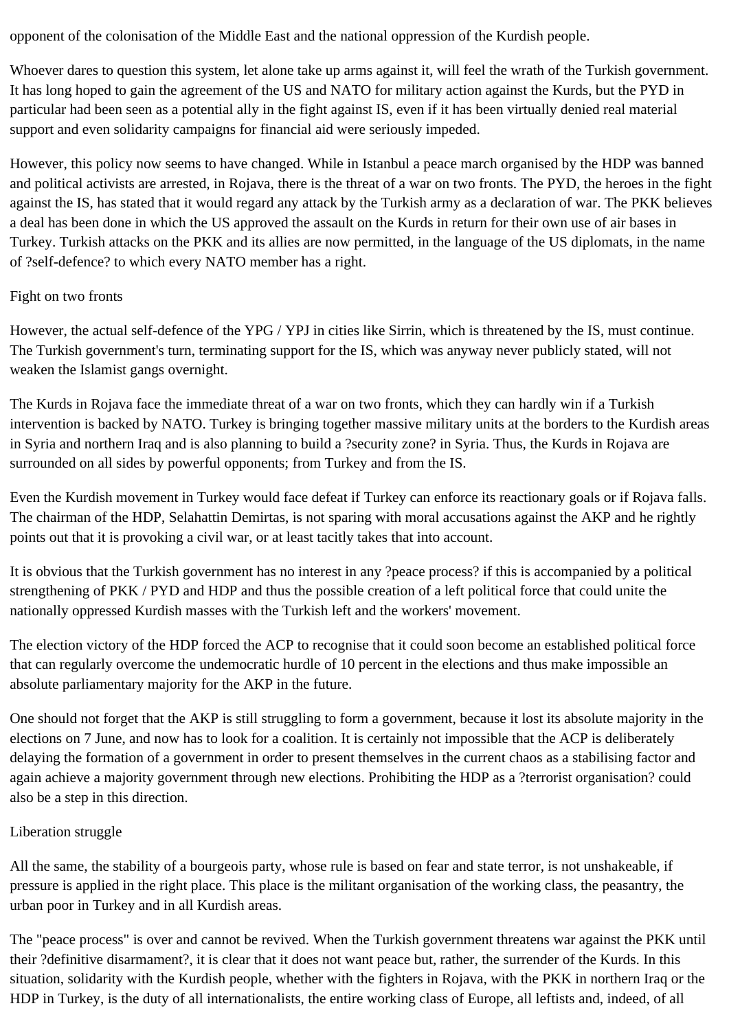opponent of the colonisation of the Middle East and the national oppression of the Kurdish people.

Whoever dares to question this system, let alone take up arms against it, will feel the wrath of the Turkish government. It has long hoped to gain the agreement of the US and NATO for military action against the Kurds, but the PYD in particular had been seen as a potential ally in the fight against IS, even if it has been virtually denied real material support and even solidarity campaigns for financial aid were seriously impeded.

However, this policy now seems to have changed. While in Istanbul a peace march organised by the HDP was banned and political activists are arrested, in Rojava, there is the threat of a war on two fronts. The PYD, the heroes in the fight against the IS, has stated that it would regard any attack by the Turkish army as a declaration of war. The PKK believes a deal has been done in which the US approved the assault on the Kurds in return for their own use of air bases in Turkey. Turkish attacks on the PKK and its allies are now permitted, in the language of the US diplomats, in the name of ?self-defence? to which every NATO member has a right.

## Fight on two fronts

However, the actual self-defence of the YPG / YPJ in cities like Sirrin, which is threatened by the IS, must continue. The Turkish government's turn, terminating support for the IS, which was anyway never publicly stated, will not weaken the Islamist gangs overnight.

The Kurds in Rojava face the immediate threat of a war on two fronts, which they can hardly win if a Turkish intervention is backed by NATO. Turkey is bringing together massive military units at the borders to the Kurdish areas in Syria and northern Iraq and is also planning to build a ?security zone? in Syria. Thus, the Kurds in Rojava are surrounded on all sides by powerful opponents; from Turkey and from the IS.

Even the Kurdish movement in Turkey would face defeat if Turkey can enforce its reactionary goals or if Rojava falls. The chairman of the HDP, Selahattin Demirtas, is not sparing with moral accusations against the AKP and he rightly points out that it is provoking a civil war, or at least tacitly takes that into account.

It is obvious that the Turkish government has no interest in any ?peace process? if this is accompanied by a political strengthening of PKK / PYD and HDP and thus the possible creation of a left political force that could unite the nationally oppressed Kurdish masses with the Turkish left and the workers' movement.

The election victory of the HDP forced the ACP to recognise that it could soon become an established political force that can regularly overcome the undemocratic hurdle of 10 percent in the elections and thus make impossible an absolute parliamentary majority for the AKP in the future.

One should not forget that the AKP is still struggling to form a government, because it lost its absolute majority in the elections on 7 June, and now has to look for a coalition. It is certainly not impossible that the ACP is deliberately delaying the formation of a government in order to present themselves in the current chaos as a stabilising factor and again achieve a majority government through new elections. Prohibiting the HDP as a ?terrorist organisation? could also be a step in this direction.

## Liberation struggle

All the same, the stability of a bourgeois party, whose rule is based on fear and state terror, is not unshakeable, if pressure is applied in the right place. This place is the militant organisation of the working class, the peasantry, the urban poor in Turkey and in all Kurdish areas.

The "peace process" is over and cannot be revived. When the Turkish government threatens war against the PKK until their ?definitive disarmament?, it is clear that it does not want peace but, rather, the surrender of the Kurds. In this situation, solidarity with the Kurdish people, whether with the fighters in Rojava, with the PKK in northern Iraq or the HDP in Turkey, is the duty of all internationalists, the entire working class of Europe, all leftists and, indeed, of all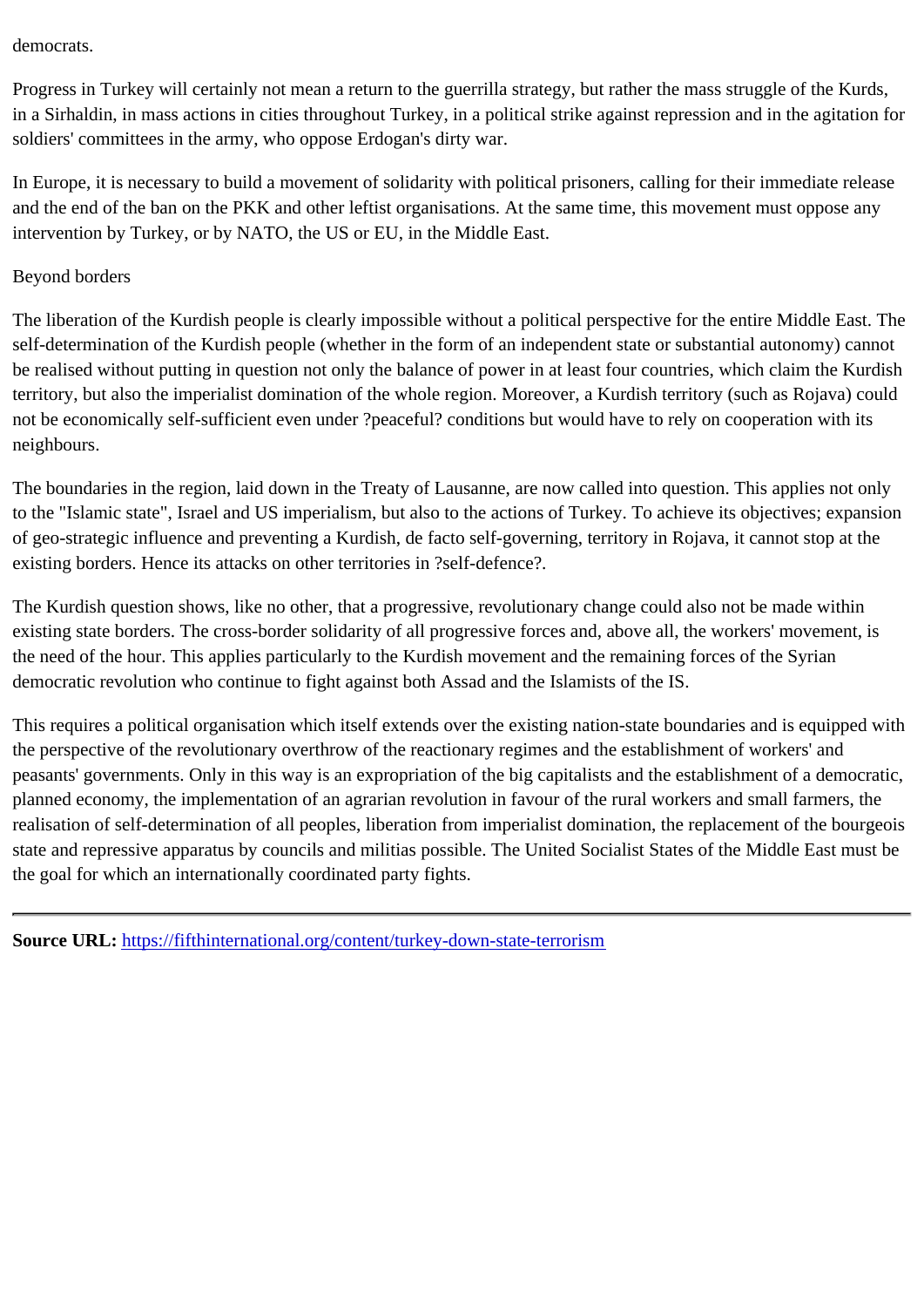democrats.

Progress in Turkey will certainly not mean a return to the guerrilla strategy, but rather the mass struggle of the Kurds, in a Sirhaldin, in mass actions in cities throughout Turkey, in a political strike against repression and in the agitation for soldiers' committees in the army, who oppose Erdogan's dirty war.

In Europe, it is necessary to build a movement of solidarity with political prisoners, calling for their immediate release and the end of the ban on the PKK and other leftist organisations. At the same time, this movement must oppose any intervention by Turkey, or by NATO, the US or EU, in the Middle East.

## Beyond borders

The liberation of the Kurdish people is clearly impossible without a political perspective for the entire Middle East. The self-determination of the Kurdish people (whether in the form of an independent state or substantial autonomy) cannot be realised without putting in question not only the balance of power in at least four countries, which claim the Kurdish territory, but also the imperialist domination of the whole region. Moreover, a Kurdish territory (such as Rojava) could not be economically self-sufficient even under ?peaceful? conditions but would have to rely on cooperation with its neighbours.

The boundaries in the region, laid down in the Treaty of Lausanne, are now called into question. This applies not only to the "Islamic state", Israel and US imperialism, but also to the actions of Turkey. To achieve its objectives; expansion of geo-strategic influence and preventing a Kurdish, de facto self-governing, territory in Rojava, it cannot stop at the existing borders. Hence its attacks on other territories in ?self-defence?.

The Kurdish question shows, like no other, that a progressive, revolutionary change could also not be made within existing state borders. The cross-border solidarity of all progressive forces and, above all, the workers' movement, is the need of the hour. This applies particularly to the Kurdish movement and the remaining forces of the Syrian democratic revolution who continue to fight against both Assad and the Islamists of the IS.

This requires a political organisation which itself extends over the existing nation-state boundaries and is equipped with the perspective of the revolutionary overthrow of the reactionary regimes and the establishment of workers' and peasants' governments. Only in this way is an expropriation of the big capitalists and the establishment of a democratic, planned economy, the implementation of an agrarian revolution in favour of the rural workers and small farmers, the realisation of self-determination of all peoples, liberation from imperialist domination, the replacement of the bourgeois state and repressive apparatus by councils and militias possible. The United Socialist States of the Middle East must be the goal for which an internationally coordinated party fights.

---

**Source URL:** https://fifthinternational.org/content/turkey-down-state-terrorism